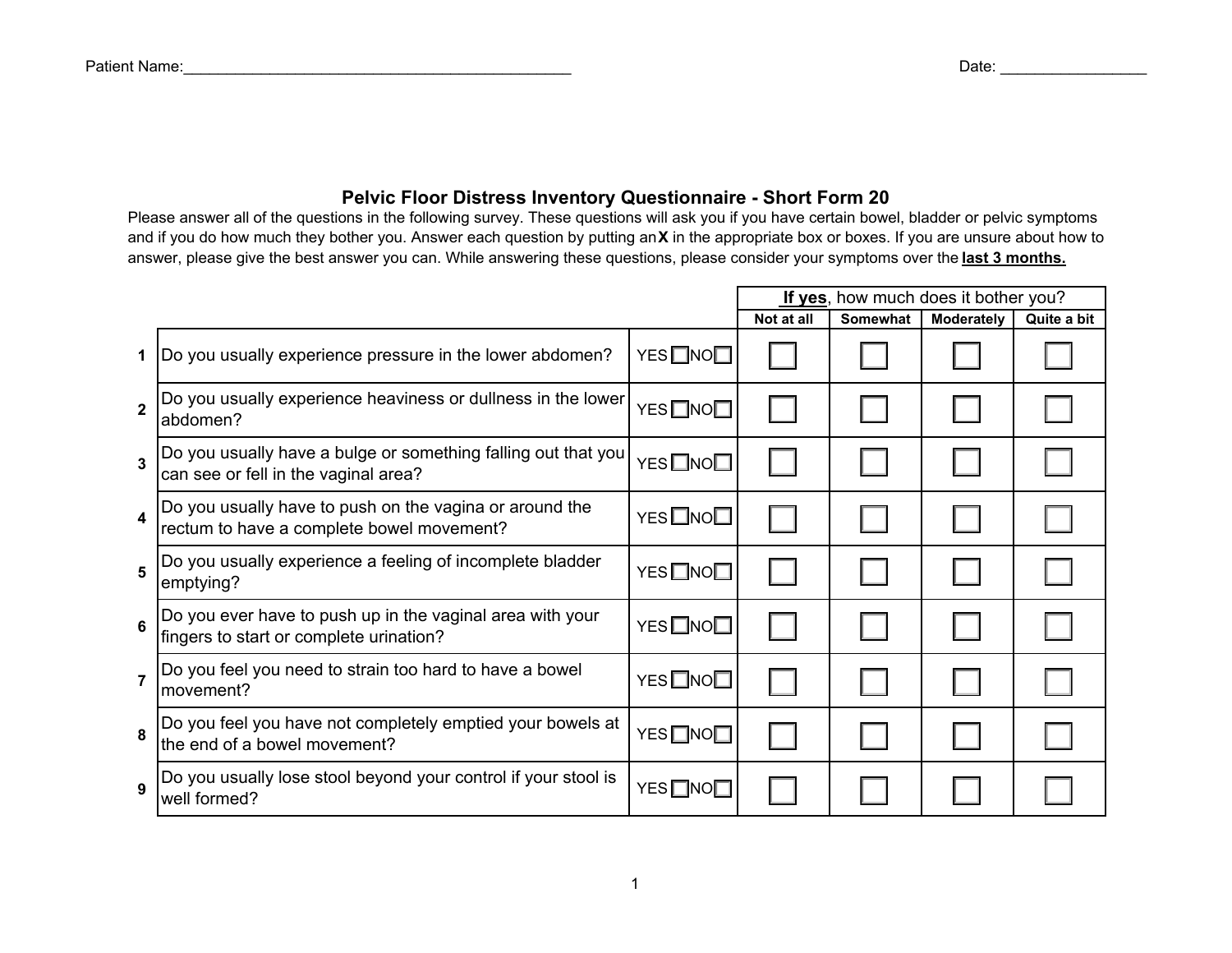Patient Name:_______________________________________________ Date: _________________

# Pelvic Floor Distress Inventory Questionnaire - Short Form 20

Please answer all of the questions in the following survey. These questions will ask you if you have certain bowel, bladder or pelvic symptoms and if you do how much they bother you. Answer each question by putting an **X** in the appropriate box or boxes. If you are unsure about how to answer, please give the best answer you can. While answering these questions, please consider your symptoms over the **last 3 months.**

| | | | **If yes**, how much does it bother you? | | | |
|---|---|---|---|---|---|---|
| | | | **Not at all** | **Somewhat** | **Moderately** | **Quite a bit** |
| 1 | Do you usually experience pressure in the lower abdomen? | YES ☐ NO ☐ | ☐ | ☐ | ☐ | ☐ |
| 2 | Do you usually experience heaviness or dullness in the lower abdomen? | YES ☐ NO ☐ | ☐ | ☐ | ☐ | ☐ |
| 3 | Do you usually have a bulge or something falling out that you can see or fell in the vaginal area? | YES ☐ NO ☐ | ☐ | ☐ | ☐ | ☐ |
| 4 | Do you usually have to push on the vagina or around the rectum to have a complete bowel movement? | YES ☐ NO ☐ | ☐ | ☐ | ☐ | ☐ |
| 5 | Do you usually experience a feeling of incomplete bladder emptying? | YES ☐ NO ☐ | ☐ | ☐ | ☐ | ☐ |
| 6 | Do you ever have to push up in the vaginal area with your fingers to start or complete urination? | YES ☐ NO ☐ | ☐ | ☐ | ☐ | ☐ |
| 7 | Do you feel you need to strain too hard to have a bowel movement? | YES ☐ NO ☐ | ☐ | ☐ | ☐ | ☐ |
| 8 | Do you feel you have not completely emptied your bowels at the end of a bowel movement? | YES ☐ NO ☐ | ☐ | ☐ | ☐ | ☐ |
| 9 | Do you usually lose stool beyond your control if your stool is well formed? | YES ☐ NO ☐ | ☐ | ☐ | ☐ | ☐ |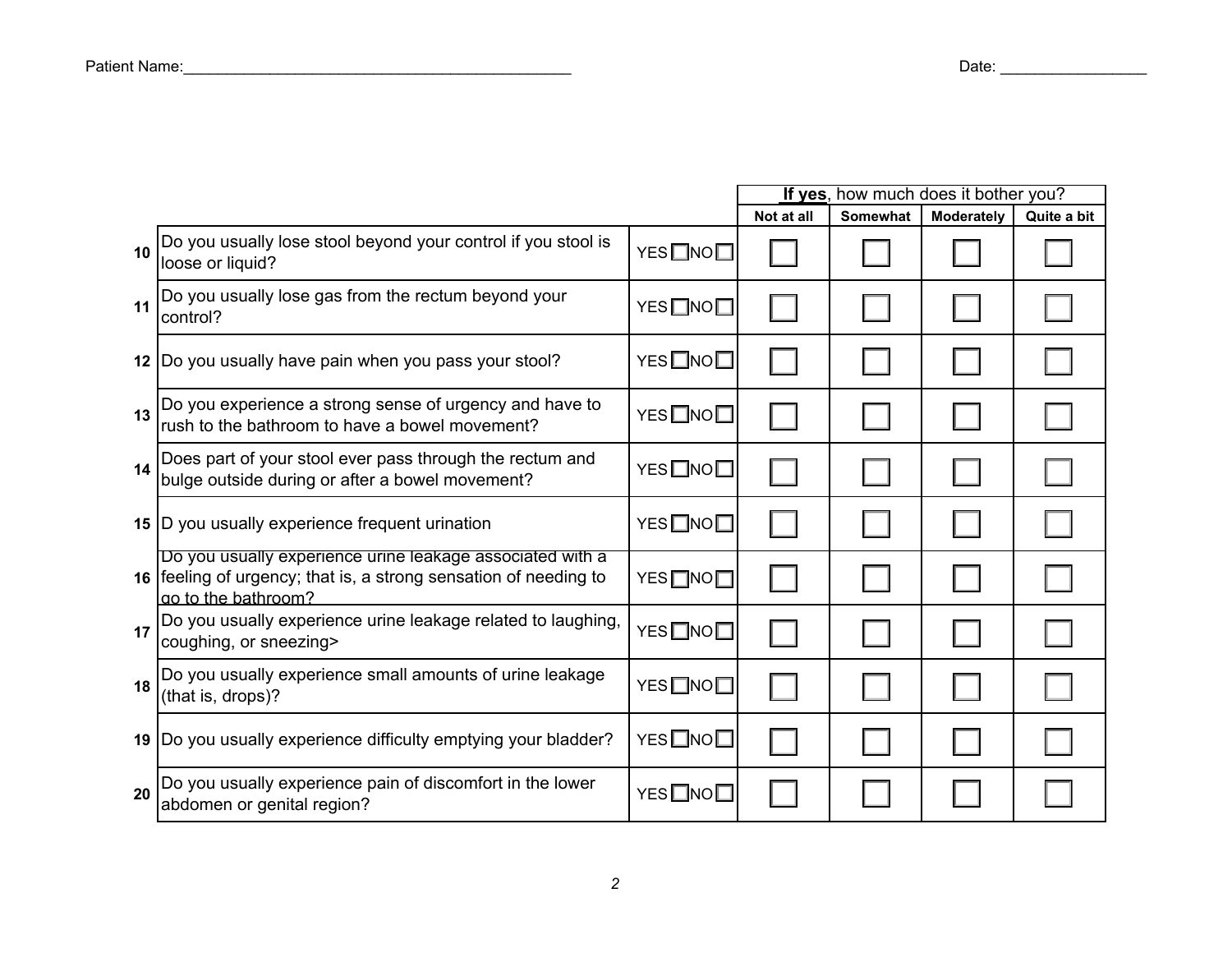Patient Name:_____________________________________________ Date: _________________

| | | | **If yes**, how much does it bother you? | | | |
|---|---|---|---|---|---|---|
| | | | **Not at all** | **Somewhat** | **Moderately** | **Quite a bit** |
| **10** | Do you usually lose stool beyond your control if you stool is loose or liquid? | YES ☐ NO ☐ | ☐ | ☐ | ☐ | ☐ |
| **11** | Do you usually lose gas from the rectum beyond your control? | YES ☐ NO ☐ | ☐ | ☐ | ☐ | ☐ |
| **12** | Do you usually have pain when you pass your stool? | YES ☐ NO ☐ | ☐ | ☐ | ☐ | ☐ |
| **13** | Do you experience a strong sense of urgency and have to rush to the bathroom to have a bowel movement? | YES ☐ NO ☐ | ☐ | ☐ | ☐ | ☐ |
| **14** | Does part of your stool ever pass through the rectum and bulge outside during or after a bowel movement? | YES ☐ NO ☐ | ☐ | ☐ | ☐ | ☐ |
| **15** | D you usually experience frequent urination | YES ☐ NO ☐ | ☐ | ☐ | ☐ | ☐ |
| **16** | Do you usually experience urine leakage associated with a feeling of urgency; that is, a strong sensation of needing to go to the bathroom? | YES ☐ NO ☐ | ☐ | ☐ | ☐ | ☐ |
| **17** | Do you usually experience urine leakage related to laughing, coughing, or sneezing> | YES ☐ NO ☐ | ☐ | ☐ | ☐ | ☐ |
| **18** | Do you usually experience small amounts of urine leakage (that is, drops)? | YES ☐ NO ☐ | ☐ | ☐ | ☐ | ☐ |
| **19** | Do you usually experience difficulty emptying your bladder? | YES ☐ NO ☐ | ☐ | ☐ | ☐ | ☐ |
| **20** | Do you usually experience pain of discomfort in the lower abdomen or genital region? | YES ☐ NO ☐ | ☐ | ☐ | ☐ | ☐ |